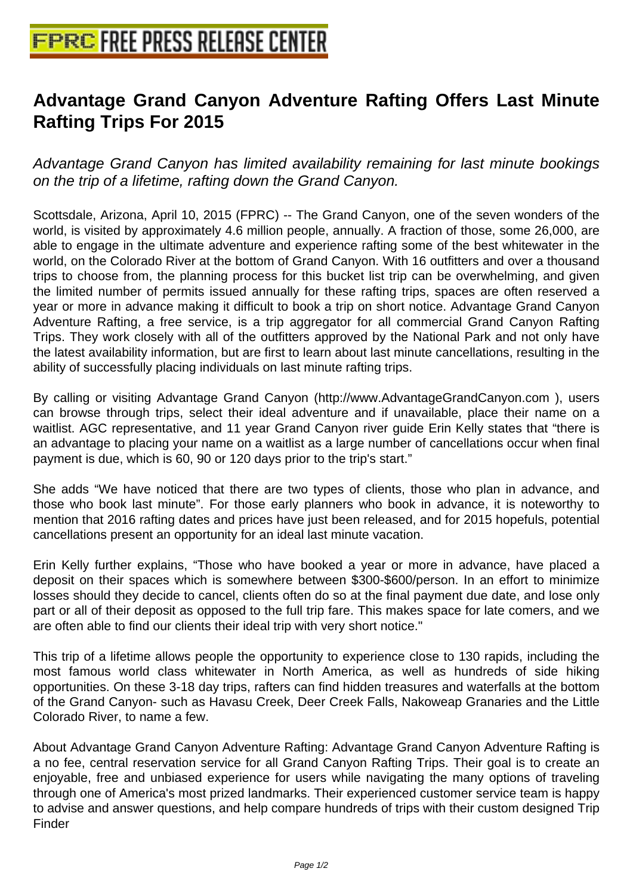# Advantage Grand Canyon Adventure Rafting Offers Last Minute Rafting Trips For 2015

*Advantage Grand Canyon has limited availability remaining for last minute bookings on the trip of a lifetime, rafting down the Grand Canyon.*

Scottsdale, Arizona, April 10, 2015 (FPRC) -- The Grand Canyon, one of the seven wonders of the world, is visited by approximately 4.6 million people, annually. A fraction of those, some 26,000, are able to engage in the ultimate adventure and experience rafting some of the best whitewater in the world, on the Colorado River at the bottom of Grand Canyon. With 16 outfitters and over a thousand trips to choose from, the planning process for this bucket list trip can be overwhelming, and given the limited number of permits issued annually for these rafting trips, spaces are often reserved a year or more in advance making it difficult to book a trip on short notice. Advantage Grand Canyon Adventure Rafting, a free service, is a trip aggregator for all commercial Grand Canyon Rafting Trips. They work closely with all of the outfitters approved by the National Park and not only have the latest availability information, but are first to learn about last minute cancellations, resulting in the ability of successfully placing individuals on last minute rafting trips.

By calling or visiting Advantage Grand Canyon (http://www.AdvantageGrandCanyon.com ), users can browse through trips, select their ideal adventure and if unavailable, place their name on a waitlist. AGC representative, and 11 year Grand Canyon river guide Erin Kelly states that "there is an advantage to placing your name on a waitlist as a large number of cancellations occur when final payment is due, which is 60, 90 or 120 days prior to the trip's start."

She adds "We have noticed that there are two types of clients, those who plan in advance, and those who book last minute". For those early planners who book in advance, it is noteworthy to mention that 2016 rafting dates and prices have just been released, and for 2015 hopefuls, potential cancellations present an opportunity for an ideal last minute vacation.

Erin Kelly further explains, "Those who have booked a year or more in advance, have placed a deposit on their spaces which is somewhere between $300-$600/person. In an effort to minimize losses should they decide to cancel, clients often do so at the final payment due date, and lose only part or all of their deposit as opposed to the full trip fare. This makes space for late comers, and we are often able to find our clients their ideal trip with very short notice."

This trip of a lifetime allows people the opportunity to experience close to 130 rapids, including the most famous world class whitewater in North America, as well as hundreds of side hiking opportunities. On these 3-18 day trips, rafters can find hidden treasures and waterfalls at the bottom of the Grand Canyon- such as Havasu Creek, Deer Creek Falls, Nakoweap Granaries and the Little Colorado River, to name a few.

About Advantage Grand Canyon Adventure Rafting: Advantage Grand Canyon Adventure Rafting is a no fee, central reservation service for all Grand Canyon Rafting Trips. Their goal is to create an enjoyable, free and unbiased experience for users while navigating the many options of traveling through one of America's most prized landmarks. Their experienced customer service team is happy to advise and answer questions, and help compare hundreds of trips with their custom designed Trip Finder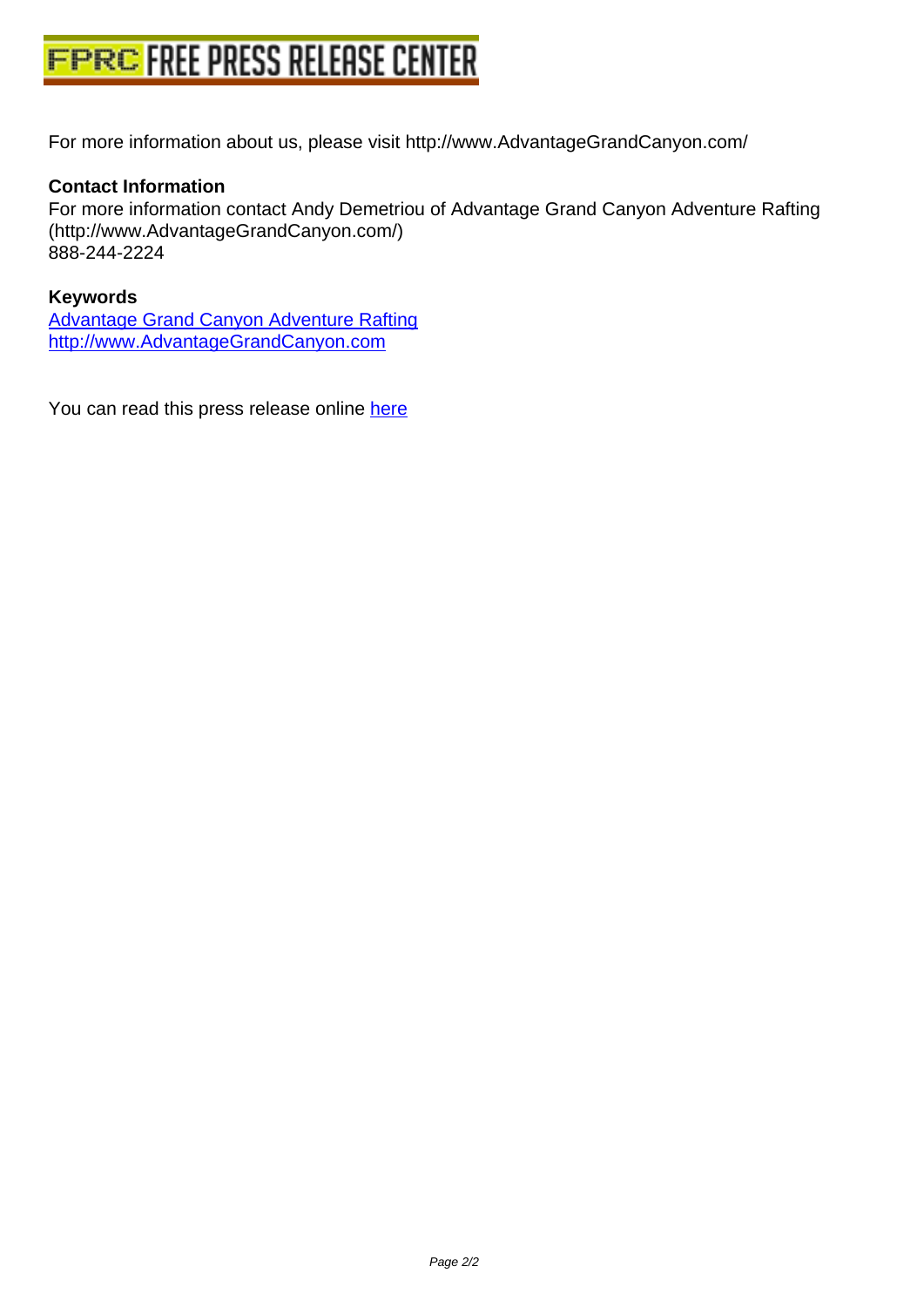For more information about us, please visit http://www.AdvantageGrandCanyon.com/

**Contact Information**

For more information contact Andy Demetriou of Advantage Grand Canyon Adventure Rafting (http://www.AdvantageGrandCanyon.com/)
888-244-2224

**Keywords**

Advantage Grand Canyon Adventure Rafting
http://www.AdvantageGrandCanyon.com

You can read this press release online here